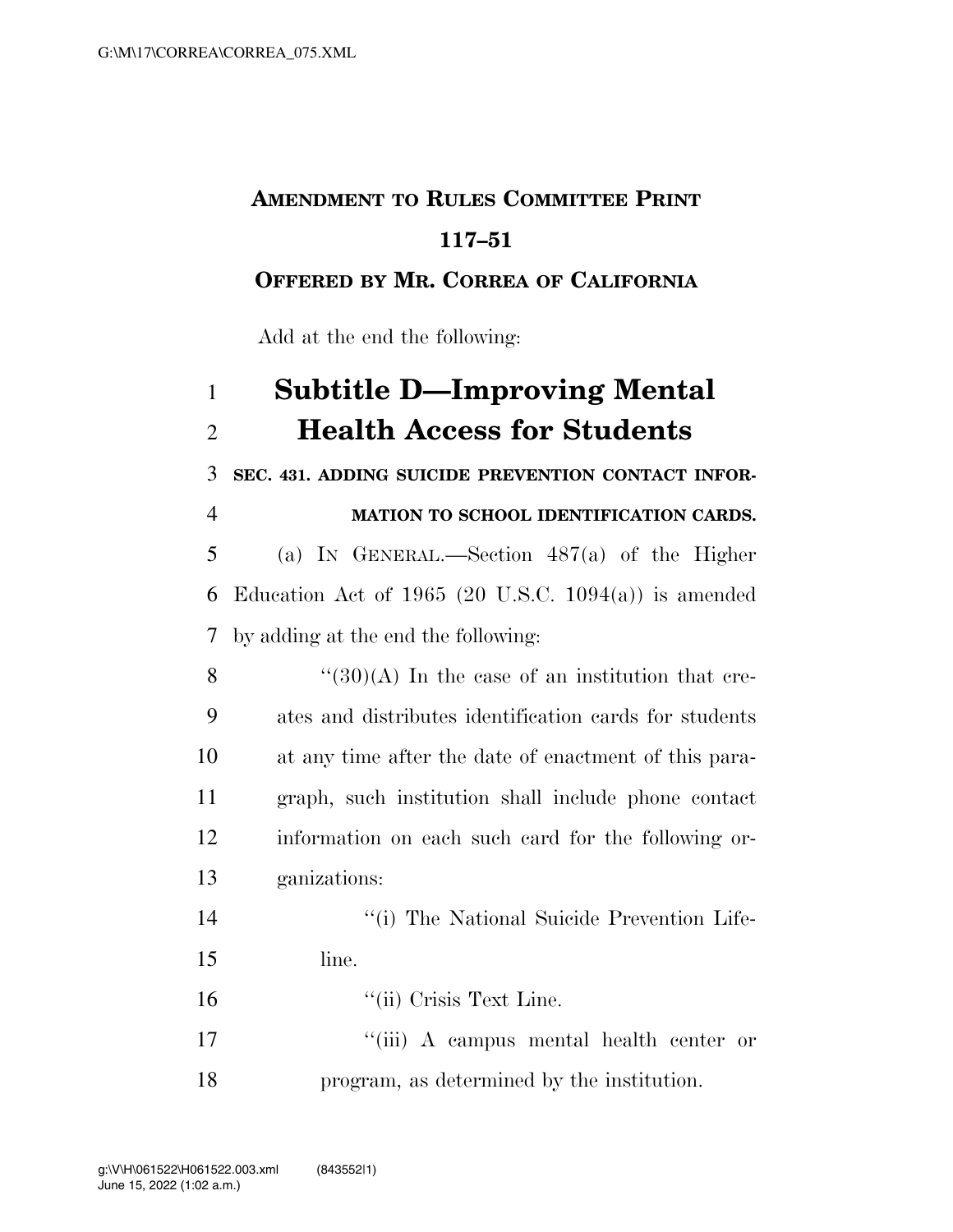**AMENDMENT TO RULES COMMITTEE PRINT 117–51**

**OFFERED BY MR. CORREA OF CALIFORNIA**

Add at the end the following:

# Subtitle D—Improving Mental Health Access for Students

**SEC. 431. ADDING SUICIDE PREVENTION CONTACT INFORMATION TO SCHOOL IDENTIFICATION CARDS.**

(a) IN GENERAL.—Section 487(a) of the Higher Education Act of 1965 (20 U.S.C. 1094(a)) is amended by adding at the end the following:

"(30)(A) In the case of an institution that creates and distributes identification cards for students at any time after the date of enactment of this paragraph, such institution shall include phone contact information on each such card for the following organizations:

"(i) The National Suicide Prevention Lifeline.

"(ii) Crisis Text Line.

"(iii) A campus mental health center or program, as determined by the institution.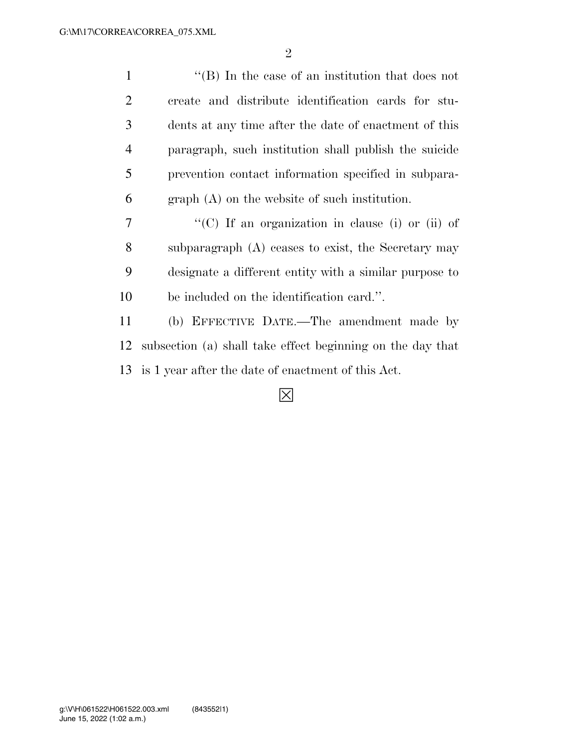"(B) In the case of an institution that does not create and distribute identification cards for students at any time after the date of enactment of this paragraph, such institution shall publish the suicide prevention contact information specified in subparagraph (A) on the website of such institution.

"(C) If an organization in clause (i) or (ii) of subparagraph (A) ceases to exist, the Secretary may designate a different entity with a similar purpose to be included on the identification card.".

(b) EFFECTIVE DATE.—The amendment made by subsection (a) shall take effect beginning on the day that is 1 year after the date of enactment of this Act.